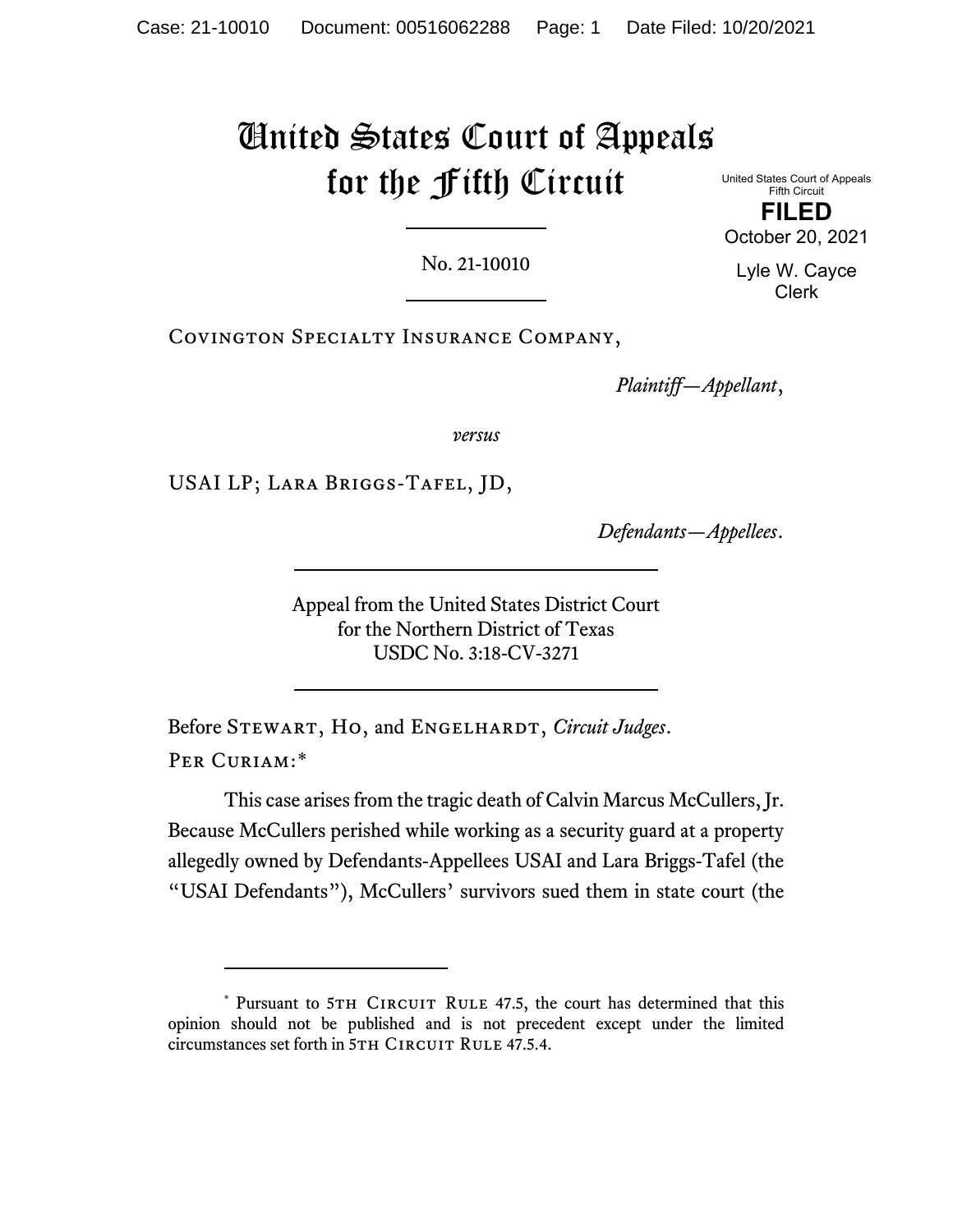# United States Court of Appeals for the Fifth Circuit

United States Court of Appeals
Fifth Circuit

**FILED**

October 20, 2021

Lyle W. Cayce
Clerk

No. 21-10010

Covington Specialty Insurance Company,

*Plaintiff—Appellant*,

*versus*

USAI LP; Lara Briggs-Tafel, JD,

*Defendants—Appellees*.

Appeal from the United States District Court
for the Northern District of Texas
USDC No. 3:18-CV-3271

Before Stewart, Ho, and Engelhardt, *Circuit Judges*.

Per Curiam:*

This case arises from the tragic death of Calvin Marcus McCullers, Jr. Because McCullers perished while working as a security guard at a property allegedly owned by Defendants-Appellees USAI and Lara Briggs-Tafel (the "USAI Defendants"), McCullers' survivors sued them in state court (the

---

\* Pursuant to 5th Circuit Rule 47.5, the court has determined that this opinion should not be published and is not precedent except under the limited circumstances set forth in 5th Circuit Rule 47.5.4.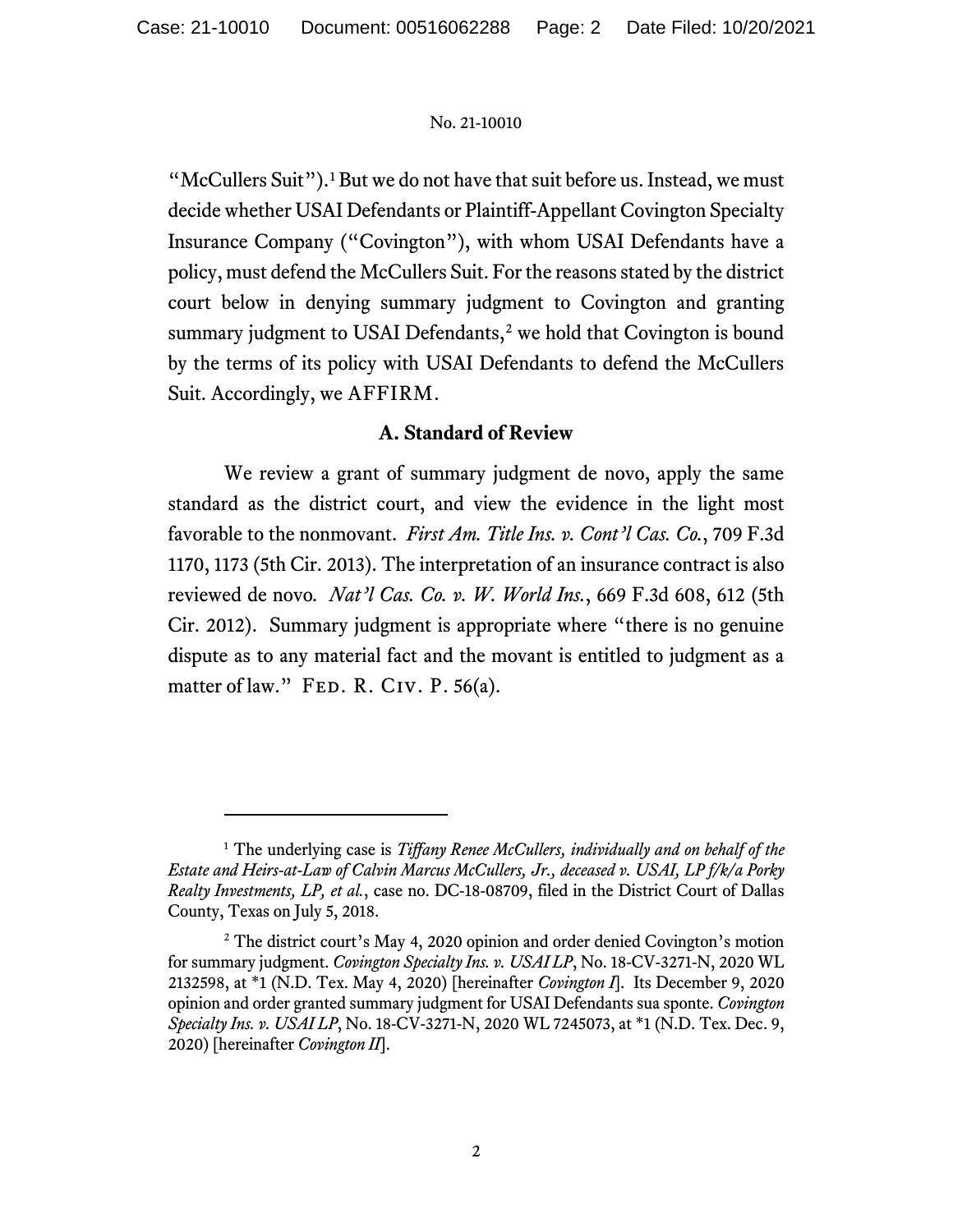"McCullers Suit").[1] But we do not have that suit before us. Instead, we must decide whether USAI Defendants or Plaintiff-Appellant Covington Specialty Insurance Company ("Covington"), with whom USAI Defendants have a policy, must defend the McCullers Suit. For the reasons stated by the district court below in denying summary judgment to Covington and granting summary judgment to USAI Defendants,[2] we hold that Covington is bound by the terms of its policy with USAI Defendants to defend the McCullers Suit. Accordingly, we AFFIRM.

### A. Standard of Review

We review a grant of summary judgment de novo, apply the same standard as the district court, and view the evidence in the light most favorable to the nonmovant. *First Am. Title Ins. v. Cont'l Cas. Co.*, 709 F.3d 1170, 1173 (5th Cir. 2013). The interpretation of an insurance contract is also reviewed de novo. *Nat'l Cas. Co. v. W. World Ins.*, 669 F.3d 608, 612 (5th Cir. 2012). Summary judgment is appropriate where "there is no genuine dispute as to any material fact and the movant is entitled to judgment as a matter of law." FED. R. CIV. P. 56(a).

---

[1] The underlying case is *Tiffany Renee McCullers, individually and on behalf of the Estate and Heirs-at-Law of Calvin Marcus McCullers, Jr., deceased v. USAI, LP f/k/a Porky Realty Investments, LP, et al.*, case no. DC-18-08709, filed in the District Court of Dallas County, Texas on July 5, 2018.

[2] The district court's May 4, 2020 opinion and order denied Covington's motion for summary judgment. *Covington Specialty Ins. v. USAI LP*, No. 18-CV-3271-N, 2020 WL 2132598, at *1 (N.D. Tex. May 4, 2020) [hereinafter *Covington I*]. Its December 9, 2020 opinion and order granted summary judgment for USAI Defendants sua sponte. *Covington Specialty Ins. v. USAI LP*, No. 18-CV-3271-N, 2020 WL 7245073, at *1 (N.D. Tex. Dec. 9, 2020) [hereinafter *Covington II*].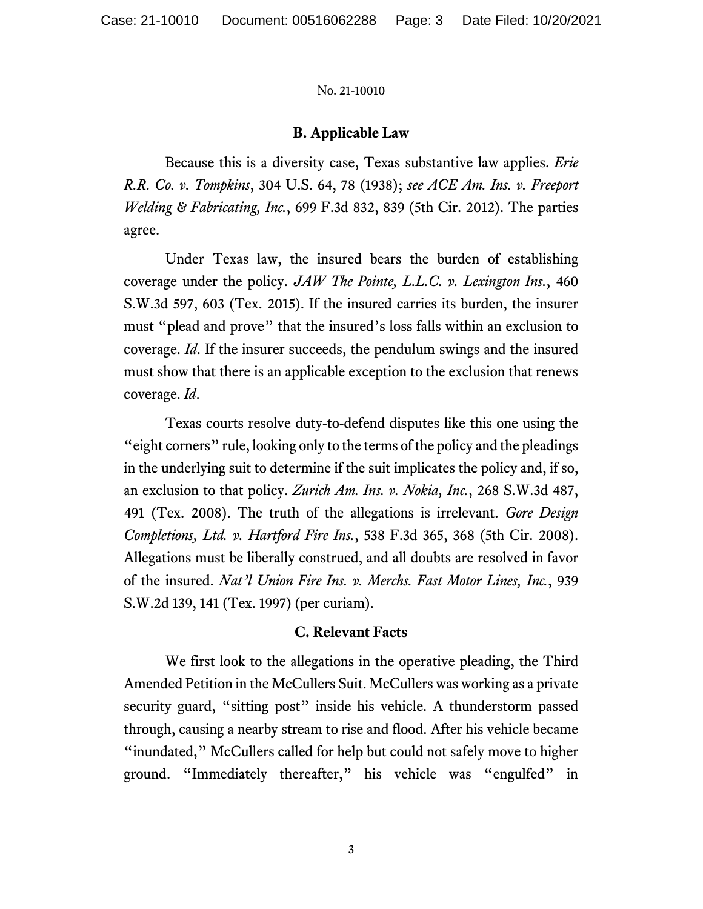### B. Applicable Law

Because this is a diversity case, Texas substantive law applies. *Erie R.R. Co. v. Tompkins*, 304 U.S. 64, 78 (1938); *see ACE Am. Ins. v. Freeport Welding & Fabricating, Inc.*, 699 F.3d 832, 839 (5th Cir. 2012). The parties agree.

Under Texas law, the insured bears the burden of establishing coverage under the policy. *JAW The Pointe, L.L.C. v. Lexington Ins.*, 460 S.W.3d 597, 603 (Tex. 2015). If the insured carries its burden, the insurer must "plead and prove" that the insured's loss falls within an exclusion to coverage. *Id*. If the insurer succeeds, the pendulum swings and the insured must show that there is an applicable exception to the exclusion that renews coverage. *Id*.

Texas courts resolve duty-to-defend disputes like this one using the "eight corners" rule, looking only to the terms of the policy and the pleadings in the underlying suit to determine if the suit implicates the policy and, if so, an exclusion to that policy. *Zurich Am. Ins. v. Nokia, Inc.*, 268 S.W.3d 487, 491 (Tex. 2008). The truth of the allegations is irrelevant. *Gore Design Completions, Ltd. v. Hartford Fire Ins.*, 538 F.3d 365, 368 (5th Cir. 2008). Allegations must be liberally construed, and all doubts are resolved in favor of the insured. *Nat'l Union Fire Ins. v. Merchs. Fast Motor Lines, Inc.*, 939 S.W.2d 139, 141 (Tex. 1997) (per curiam).

### C. Relevant Facts

We first look to the allegations in the operative pleading, the Third Amended Petition in the McCullers Suit. McCullers was working as a private security guard, "sitting post" inside his vehicle. A thunderstorm passed through, causing a nearby stream to rise and flood. After his vehicle became "inundated," McCullers called for help but could not safely move to higher ground. "Immediately thereafter," his vehicle was "engulfed" in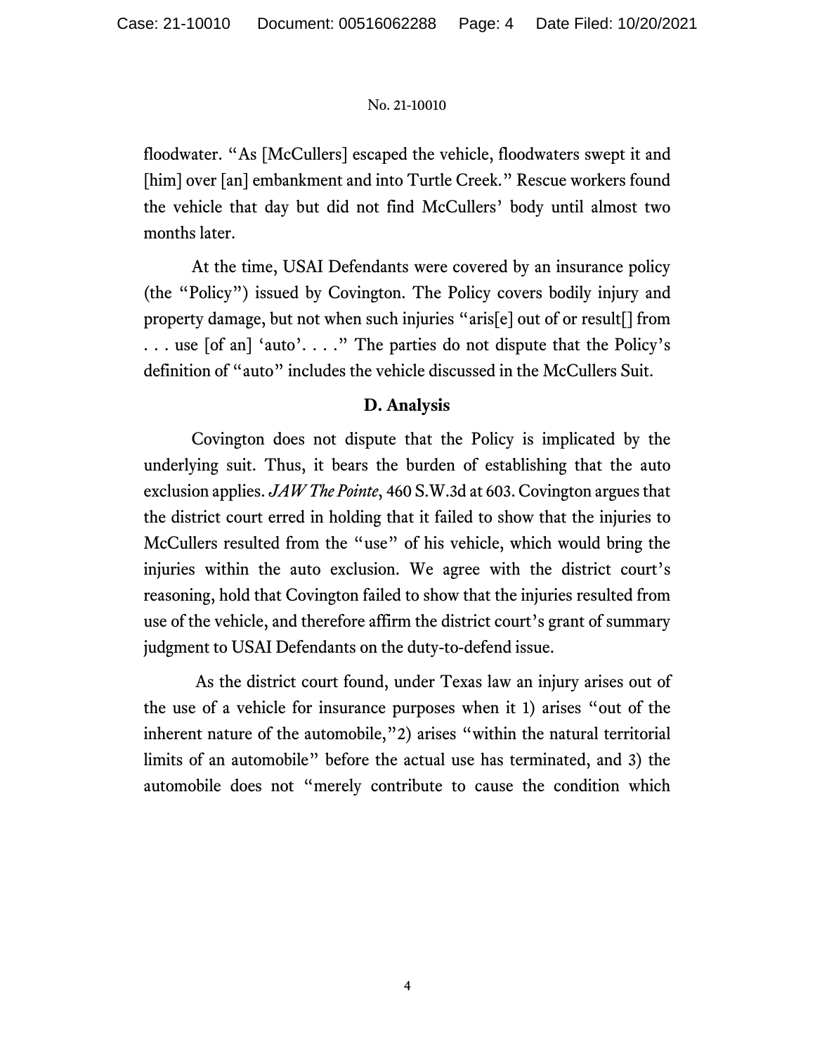floodwater. "As [McCullers] escaped the vehicle, floodwaters swept it and [him] over [an] embankment and into Turtle Creek." Rescue workers found the vehicle that day but did not find McCullers' body until almost two months later.

At the time, USAI Defendants were covered by an insurance policy (the "Policy") issued by Covington. The Policy covers bodily injury and property damage, but not when such injuries "aris[e] out of or result[] from . . . use [of an] 'auto'. . . ." The parties do not dispute that the Policy's definition of "auto" includes the vehicle discussed in the McCullers Suit.

### D. Analysis

Covington does not dispute that the Policy is implicated by the underlying suit. Thus, it bears the burden of establishing that the auto exclusion applies. *JAW The Pointe*, 460 S.W.3d at 603. Covington argues that the district court erred in holding that it failed to show that the injuries to McCullers resulted from the "use" of his vehicle, which would bring the injuries within the auto exclusion. We agree with the district court's reasoning, hold that Covington failed to show that the injuries resulted from use of the vehicle, and therefore affirm the district court's grant of summary judgment to USAI Defendants on the duty-to-defend issue.

As the district court found, under Texas law an injury arises out of the use of a vehicle for insurance purposes when it 1) arises "out of the inherent nature of the automobile,"2) arises "within the natural territorial limits of an automobile" before the actual use has terminated, and 3) the automobile does not "merely contribute to cause the condition which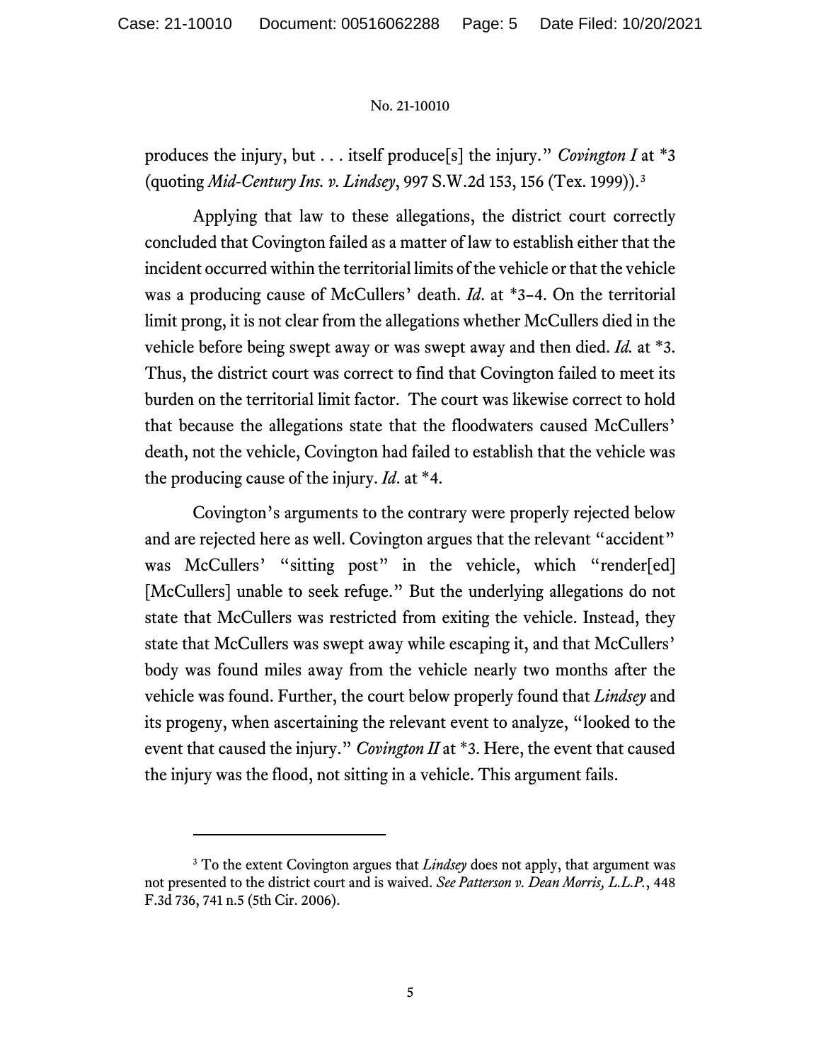produces the injury, but . . . itself produce[s] the injury." *Covington I* at *3 (quoting *Mid-Century Ins. v. Lindsey*, 997 S.W.2d 153, 156 (Tex. 1999)).[3]

Applying that law to these allegations, the district court correctly concluded that Covington failed as a matter of law to establish either that the incident occurred within the territorial limits of the vehicle or that the vehicle was a producing cause of McCullers' death. *Id*. at *3–4. On the territorial limit prong, it is not clear from the allegations whether McCullers died in the vehicle before being swept away or was swept away and then died. *Id.* at *3. Thus, the district court was correct to find that Covington failed to meet its burden on the territorial limit factor. The court was likewise correct to hold that because the allegations state that the floodwaters caused McCullers' death, not the vehicle, Covington had failed to establish that the vehicle was the producing cause of the injury. *Id*. at *4.

Covington's arguments to the contrary were properly rejected below and are rejected here as well. Covington argues that the relevant "accident" was McCullers' "sitting post" in the vehicle, which "render[ed] [McCullers] unable to seek refuge." But the underlying allegations do not state that McCullers was restricted from exiting the vehicle. Instead, they state that McCullers was swept away while escaping it, and that McCullers' body was found miles away from the vehicle nearly two months after the vehicle was found. Further, the court below properly found that *Lindsey* and its progeny, when ascertaining the relevant event to analyze, "looked to the event that caused the injury." *Covington II* at *3. Here, the event that caused the injury was the flood, not sitting in a vehicle. This argument fails.

---

[3] To the extent Covington argues that *Lindsey* does not apply, that argument was not presented to the district court and is waived. *See Patterson v. Dean Morris, L.L.P.*, 448 F.3d 736, 741 n.5 (5th Cir. 2006).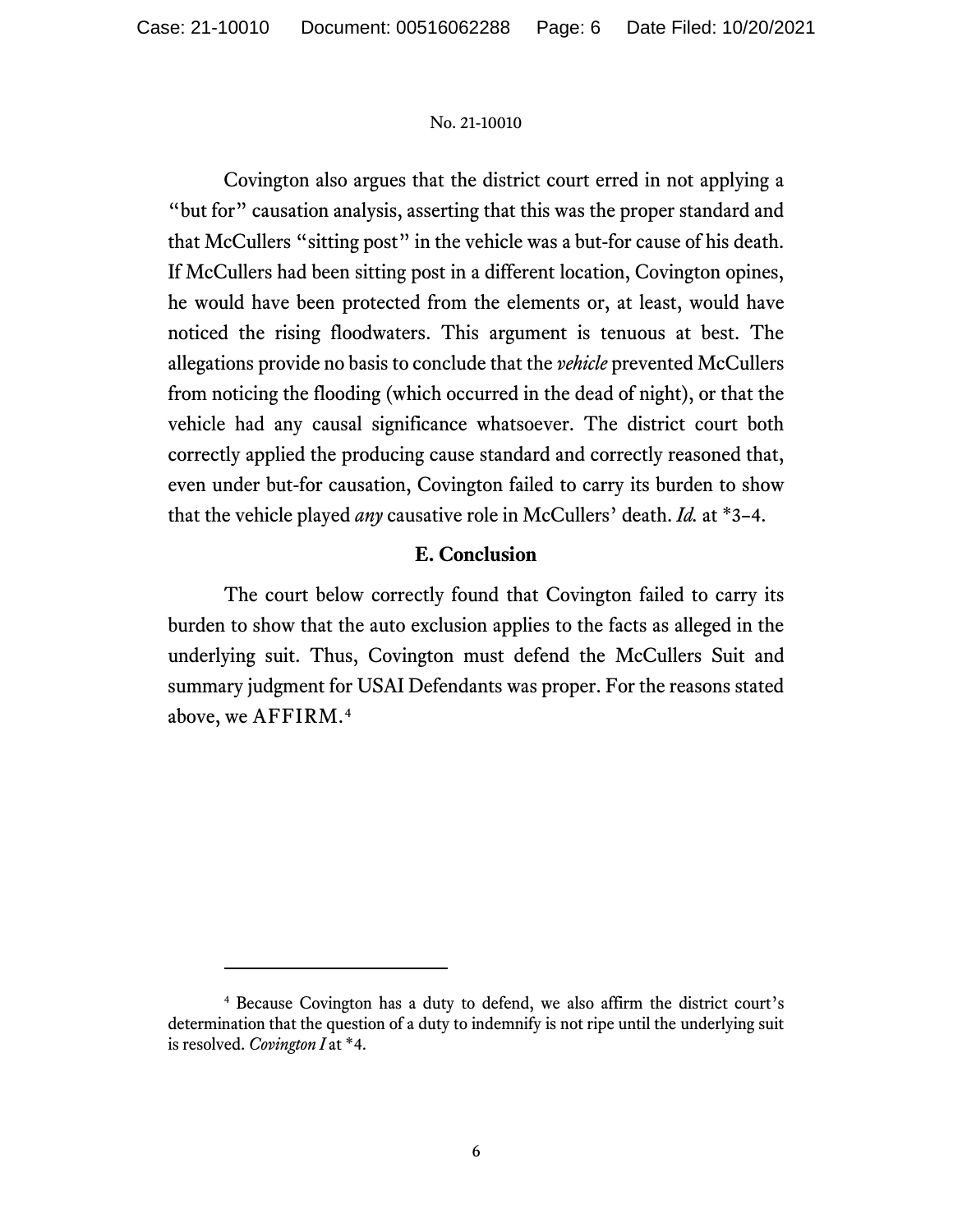Covington also argues that the district court erred in not applying a "but for" causation analysis, asserting that this was the proper standard and that McCullers "sitting post" in the vehicle was a but-for cause of his death. If McCullers had been sitting post in a different location, Covington opines, he would have been protected from the elements or, at least, would have noticed the rising floodwaters. This argument is tenuous at best. The allegations provide no basis to conclude that the *vehicle* prevented McCullers from noticing the flooding (which occurred in the dead of night), or that the vehicle had any causal significance whatsoever. The district court both correctly applied the producing cause standard and correctly reasoned that, even under but-for causation, Covington failed to carry its burden to show that the vehicle played *any* causative role in McCullers' death. *Id.* at *3–4.

### E. Conclusion

The court below correctly found that Covington failed to carry its burden to show that the auto exclusion applies to the facts as alleged in the underlying suit. Thus, Covington must defend the McCullers Suit and summary judgment for USAI Defendants was proper. For the reasons stated above, we AFFIRM.[4]

---

[4] Because Covington has a duty to defend, we also affirm the district court's determination that the question of a duty to indemnify is not ripe until the underlying suit is resolved. *Covington I* at *4.